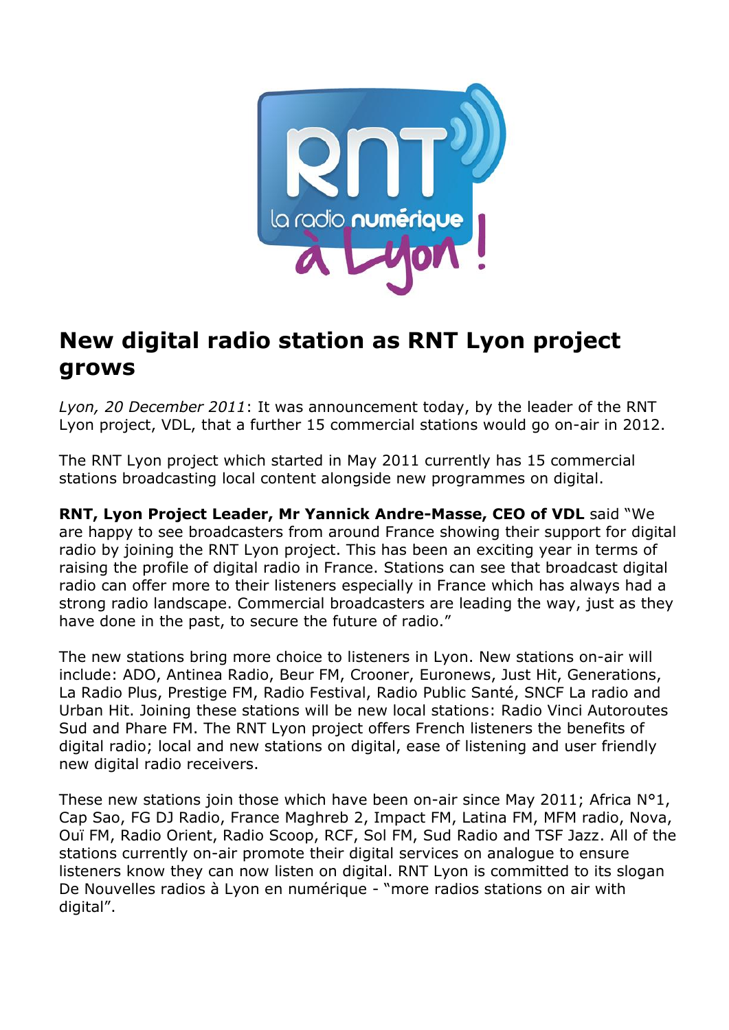# New digital radio station as RNT Lyon project grows

*Lyon, 20 December 2011*: It was announcement today, by the leader of the RNT Lyon project, VDL, that a further 15 commercial stations would go on-air in 2012.

The RNT Lyon project which started in May 2011 currently has 15 commercial stations broadcasting local content alongside new programmes on digital.

**RNT, Lyon Project Leader, Mr Yannick Andre-Masse, CEO of VDL** said "We are happy to see broadcasters from around France showing their support for digital radio by joining the RNT Lyon project. This has been an exciting year in terms of raising the profile of digital radio in France. Stations can see that broadcast digital radio can offer more to their listeners especially in France which has always had a strong radio landscape. Commercial broadcasters are leading the way, just as they have done in the past, to secure the future of radio."

The new stations bring more choice to listeners in Lyon. New stations on-air will include: ADO, Antinea Radio, Beur FM, Crooner, Euronews, Just Hit, Generations, La Radio Plus, Prestige FM, Radio Festival, Radio Public Santé, SNCF La radio and Urban Hit. Joining these stations will be new local stations: Radio Vinci Autoroutes Sud and Phare FM. The RNT Lyon project offers French listeners the benefits of digital radio; local and new stations on digital, ease of listening and user friendly new digital radio receivers.

These new stations join those which have been on-air since May 2011; Africa N°1, Cap Sao, FG DJ Radio, France Maghreb 2, Impact FM, Latina FM, MFM radio, Nova, Ouï FM, Radio Orient, Radio Scoop, RCF, Sol FM, Sud Radio and TSF Jazz. All of the stations currently on-air promote their digital services on analogue to ensure listeners know they can now listen on digital. RNT Lyon is committed to its slogan De Nouvelles radios à Lyon en numérique - "more radios stations on air with digital".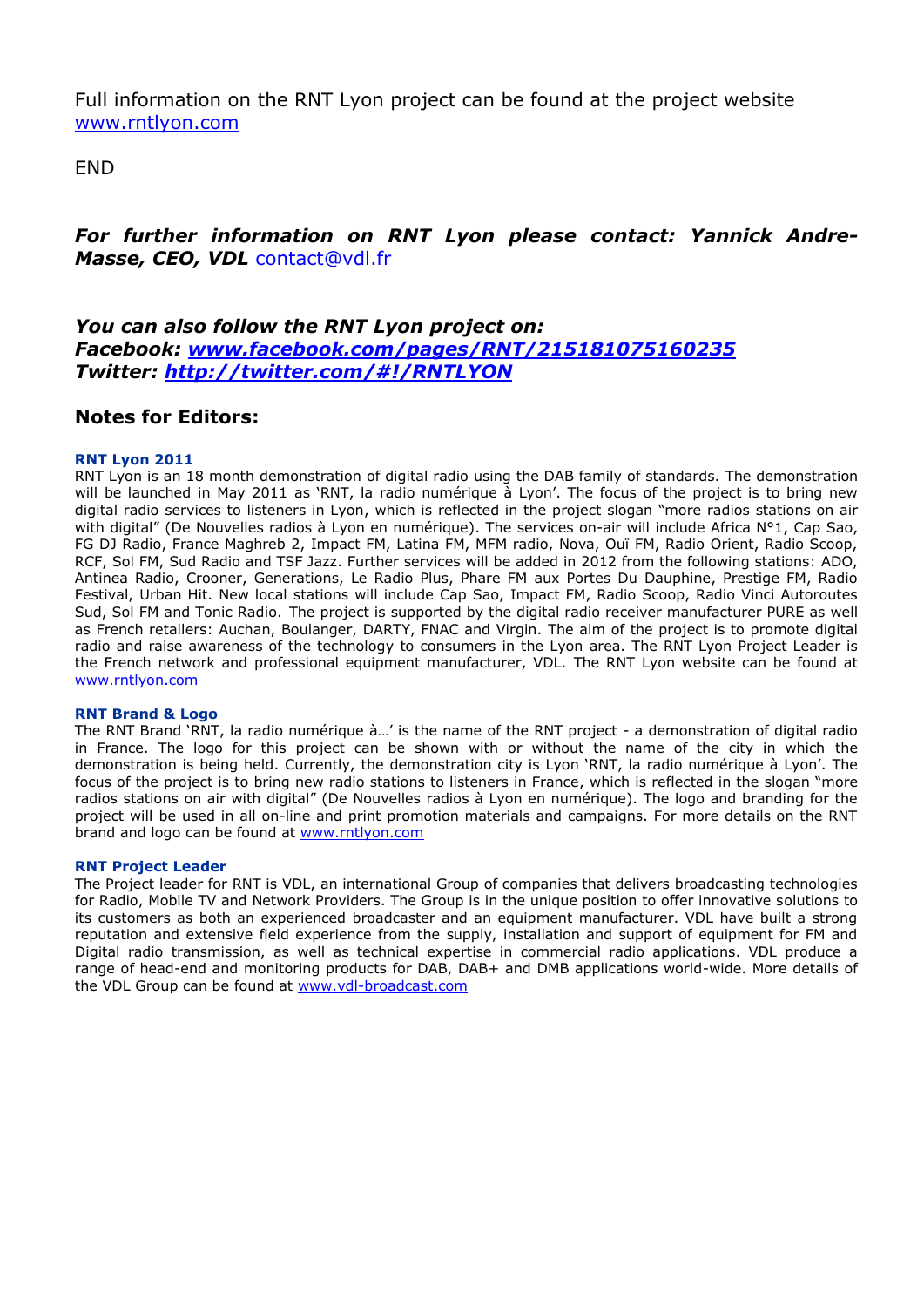Full information on the RNT Lyon project can be found at the project website [www.rntlyon.com](http://www.rntlyon.com)

END

***For further information on RNT Lyon please contact: Yannick Andre-Masse, CEO, VDL*** [contact@vdl.fr](mailto:contact@vdl.fr)

***You can also follow the RNT Lyon project on:***
***Facebook: [www.facebook.com/pages/RNT/215181075160235](http://www.facebook.com/pages/RNT/215181075160235)***
***Twitter: [http://twitter.com/#!/RNTLYON](http://twitter.com/#!/RNTLYON)***

## Notes for Editors:

**RNT Lyon 2011**

RNT Lyon is an 18 month demonstration of digital radio using the DAB family of standards. The demonstration will be launched in May 2011 as 'RNT, la radio numérique à Lyon'. The focus of the project is to bring new digital radio services to listeners in Lyon, which is reflected in the project slogan "more radios stations on air with digital" (De Nouvelles radios à Lyon en numérique). The services on-air will include Africa N°1, Cap Sao, FG DJ Radio, France Maghreb 2, Impact FM, Latina FM, MFM radio, Nova, Ouï FM, Radio Orient, Radio Scoop, RCF, Sol FM, Sud Radio and TSF Jazz. Further services will be added in 2012 from the following stations: ADO, Antinea Radio, Crooner, Generations, Le Radio Plus, Phare FM aux Portes Du Dauphine, Prestige FM, Radio Festival, Urban Hit. New local stations will include Cap Sao, Impact FM, Radio Scoop, Radio Vinci Autoroutes Sud, Sol FM and Tonic Radio. The project is supported by the digital radio receiver manufacturer PURE as well as French retailers: Auchan, Boulanger, DARTY, FNAC and Virgin. The aim of the project is to promote digital radio and raise awareness of the technology to consumers in the Lyon area. The RNT Lyon Project Leader is the French network and professional equipment manufacturer, VDL. The RNT Lyon website can be found at [www.rntlyon.com](http://www.rntlyon.com)

**RNT Brand & Logo**

The RNT Brand 'RNT, la radio numérique à…' is the name of the RNT project - a demonstration of digital radio in France. The logo for this project can be shown with or without the name of the city in which the demonstration is being held. Currently, the demonstration city is Lyon 'RNT, la radio numérique à Lyon'. The focus of the project is to bring new radio stations to listeners in France, which is reflected in the slogan "more radios stations on air with digital" (De Nouvelles radios à Lyon en numérique). The logo and branding for the project will be used in all on-line and print promotion materials and campaigns. For more details on the RNT brand and logo can be found at [www.rntlyon.com](http://www.rntlyon.com)

**RNT Project Leader**

The Project leader for RNT is VDL, an international Group of companies that delivers broadcasting technologies for Radio, Mobile TV and Network Providers. The Group is in the unique position to offer innovative solutions to its customers as both an experienced broadcaster and an equipment manufacturer. VDL have built a strong reputation and extensive field experience from the supply, installation and support of equipment for FM and Digital radio transmission, as well as technical expertise in commercial radio applications. VDL produce a range of head-end and monitoring products for DAB, DAB+ and DMB applications world-wide. More details of the VDL Group can be found at [www.vdl-broadcast.com](http://www.vdl-broadcast.com)